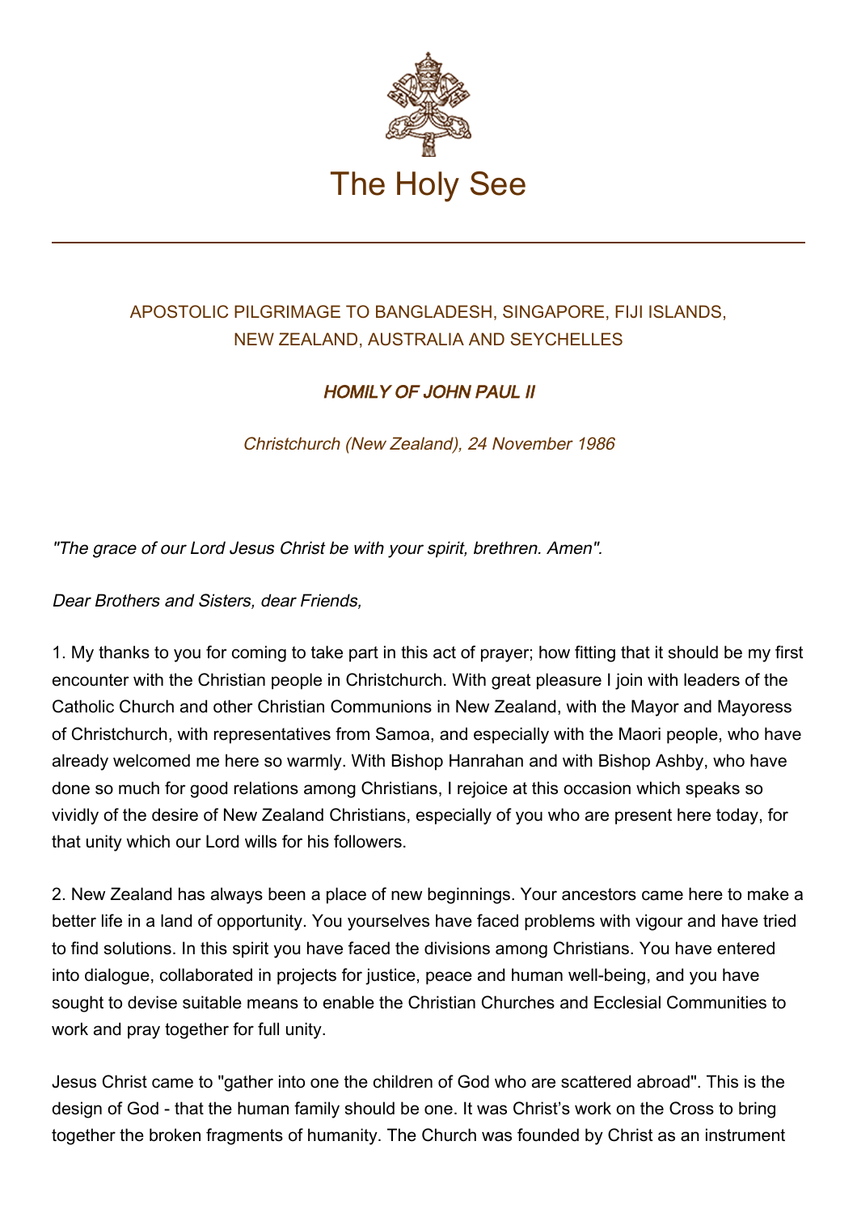# The Holy See

APOSTOLIC PILGRIMAGE TO BANGLADESH, SINGAPORE, FIJI ISLANDS, NEW ZEALAND, AUSTRALIA AND SEYCHELLES

## *HOMILY OF JOHN PAUL II*

*Christchurch (New Zealand), 24 November 1986*

*"The grace of our Lord Jesus Christ be with your spirit, brethren. Amen".*

*Dear Brothers and Sisters, dear Friends,*

1. My thanks to you for coming to take part in this act of prayer; how fitting that it should be my first encounter with the Christian people in Christchurch. With great pleasure I join with leaders of the Catholic Church and other Christian Communions in New Zealand, with the Mayor and Mayoress of Christchurch, with representatives from Samoa, and especially with the Maori people, who have already welcomed me here so warmly. With Bishop Hanrahan and with Bishop Ashby, who have done so much for good relations among Christians, I rejoice at this occasion which speaks so vividly of the desire of New Zealand Christians, especially of you who are present here today, for that unity which our Lord wills for his followers.

2. New Zealand has always been a place of new beginnings. Your ancestors came here to make a better life in a land of opportunity. You yourselves have faced problems with vigour and have tried to find solutions. In this spirit you have faced the divisions among Christians. You have entered into dialogue, collaborated in projects for justice, peace and human well-being, and you have sought to devise suitable means to enable the Christian Churches and Ecclesial Communities to work and pray together for full unity.

Jesus Christ came to "gather into one the children of God who are scattered abroad". This is the design of God - that the human family should be one. It was Christ's work on the Cross to bring together the broken fragments of humanity. The Church was founded by Christ as an instrument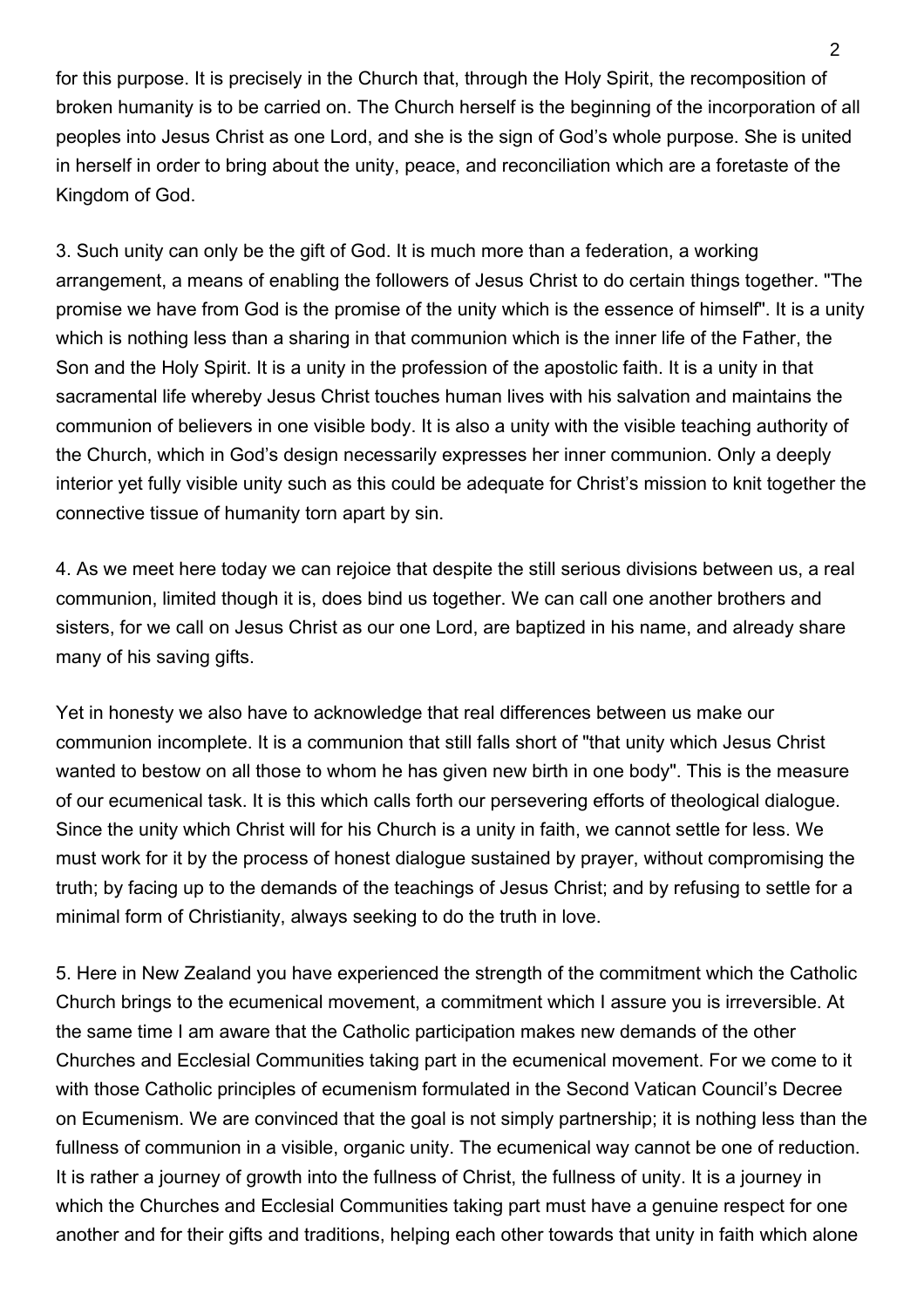for this purpose. It is precisely in the Church that, through the Holy Spirit, the recomposition of broken humanity is to be carried on. The Church herself is the beginning of the incorporation of all peoples into Jesus Christ as one Lord, and she is the sign of God's whole purpose. She is united in herself in order to bring about the unity, peace, and reconciliation which are a foretaste of the Kingdom of God.

3. Such unity can only be the gift of God. It is much more than a federation, a working arrangement, a means of enabling the followers of Jesus Christ to do certain things together. "The promise we have from God is the promise of the unity which is the essence of himself". It is a unity which is nothing less than a sharing in that communion which is the inner life of the Father, the Son and the Holy Spirit. It is a unity in the profession of the apostolic faith. It is a unity in that sacramental life whereby Jesus Christ touches human lives with his salvation and maintains the communion of believers in one visible body. It is also a unity with the visible teaching authority of the Church, which in God's design necessarily expresses her inner communion. Only a deeply interior yet fully visible unity such as this could be adequate for Christ's mission to knit together the connective tissue of humanity torn apart by sin.

4. As we meet here today we can rejoice that despite the still serious divisions between us, a real communion, limited though it is, does bind us together. We can call one another brothers and sisters, for we call on Jesus Christ as our one Lord, are baptized in his name, and already share many of his saving gifts.

Yet in honesty we also have to acknowledge that real differences between us make our communion incomplete. It is a communion that still falls short of "that unity which Jesus Christ wanted to bestow on all those to whom he has given new birth in one body". This is the measure of our ecumenical task. It is this which calls forth our persevering efforts of theological dialogue. Since the unity which Christ will for his Church is a unity in faith, we cannot settle for less. We must work for it by the process of honest dialogue sustained by prayer, without compromising the truth; by facing up to the demands of the teachings of Jesus Christ; and by refusing to settle for a minimal form of Christianity, always seeking to do the truth in love.

5. Here in New Zealand you have experienced the strength of the commitment which the Catholic Church brings to the ecumenical movement, a commitment which I assure you is irreversible. At the same time I am aware that the Catholic participation makes new demands of the other Churches and Ecclesial Communities taking part in the ecumenical movement. For we come to it with those Catholic principles of ecumenism formulated in the Second Vatican Council's Decree on Ecumenism. We are convinced that the goal is not simply partnership; it is nothing less than the fullness of communion in a visible, organic unity. The ecumenical way cannot be one of reduction. It is rather a journey of growth into the fullness of Christ, the fullness of unity. It is a journey in which the Churches and Ecclesial Communities taking part must have a genuine respect for one another and for their gifts and traditions, helping each other towards that unity in faith which alone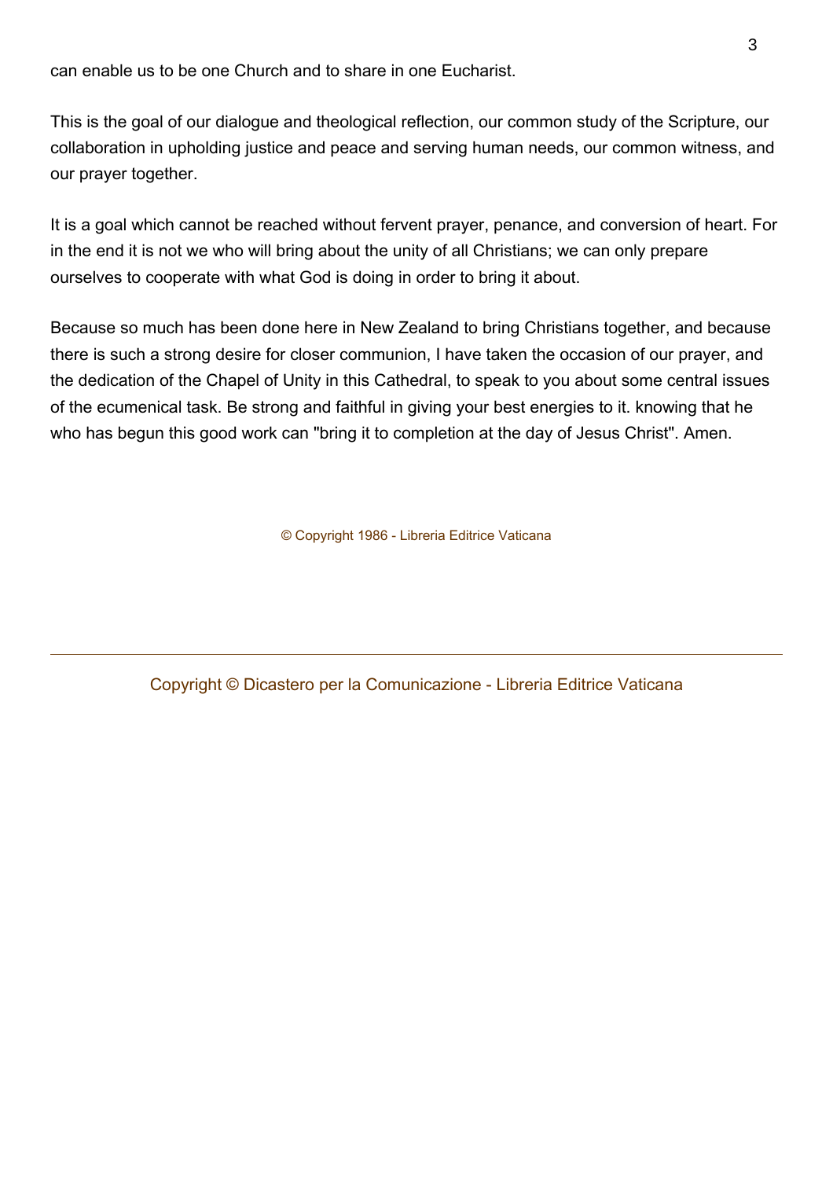can enable us to be one Church and to share in one Eucharist.

This is the goal of our dialogue and theological reflection, our common study of the Scripture, our collaboration in upholding justice and peace and serving human needs, our common witness, and our prayer together.

It is a goal which cannot be reached without fervent prayer, penance, and conversion of heart. For in the end it is not we who will bring about the unity of all Christians; we can only prepare ourselves to cooperate with what God is doing in order to bring it about.

Because so much has been done here in New Zealand to bring Christians together, and because there is such a strong desire for closer communion, I have taken the occasion of our prayer, and the dedication of the Chapel of Unity in this Cathedral, to speak to you about some central issues of the ecumenical task. Be strong and faithful in giving your best energies to it. knowing that he who has begun this good work can "bring it to completion at the day of Jesus Christ". Amen.

© Copyright 1986 - Libreria Editrice Vaticana

---

Copyright © Dicastero per la Comunicazione - Libreria Editrice Vaticana